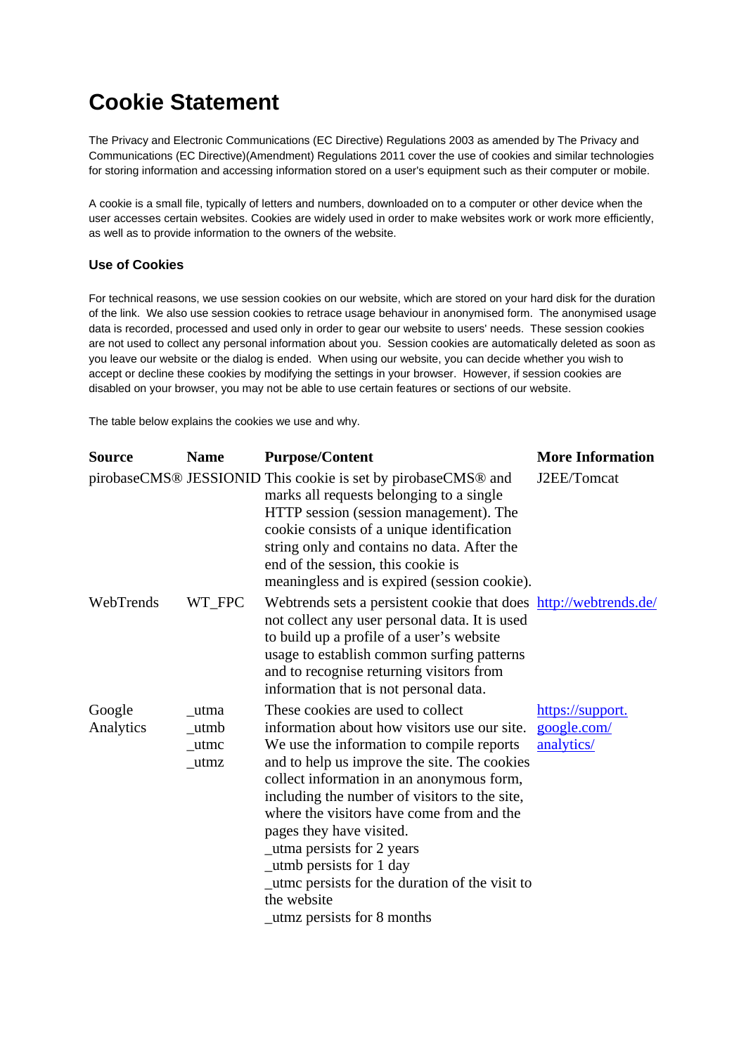# Cookie Statement

The Privacy and Electronic Communications (EC Directive) Regulations 2003 as amended by The Privacy and Communications (EC Directive)(Amendment) Regulations 2011 cover the use of cookies and similar technologies for storing information and accessing information stored on a user's equipment such as their computer or mobile.

A cookie is a small file, typically of letters and numbers, downloaded on to a computer or other device when the user accesses certain websites. Cookies are widely used in order to make websites work or work more efficiently, as well as to provide information to the owners of the website.

### Use of Cookies

For technical reasons, we use session cookies on our website, which are stored on your hard disk for the duration of the link. We also use session cookies to retrace usage behaviour in anonymised form. The anonymised usage data is recorded, processed and used only in order to gear our website to users' needs. These session cookies are not used to collect any personal information about you. Session cookies are automatically deleted as soon as you leave our website or the dialog is ended. When using our website, you can decide whether you wish to accept or decline these cookies by modifying the settings in your browser. However, if session cookies are disabled on your browser, you may not be able to use certain features or sections of our website.

The table below explains the cookies we use and why.

| Source | Name | Purpose/Content | More Information |
|---|---|---|---|
| pirobaseCMS® | JESSIONID | This cookie is set by pirobaseCMS® and marks all requests belonging to a single HTTP session (session management). The cookie consists of a unique identification string only and contains no data. After the end of the session, this cookie is meaningless and is expired (session cookie). | J2EE/Tomcat |
| WebTrends | WT_FPC | Webtrends sets a persistent cookie that does not collect any user personal data. It is used to build up a profile of a user's website usage to establish common surfing patterns and to recognise returning visitors from information that is not personal data. | http://webtrends.de/ |
| Google Analytics | _utma<br>_utmb<br>_utmc<br>_utmz | These cookies are used to collect information about how visitors use our site. We use the information to compile reports and to help us improve the site. The cookies collect information in an anonymous form, including the number of visitors to the site, where the visitors have come from and the pages they have visited.<br>_utma persists for 2 years<br>_utmb persists for 1 day<br>_utmc persists for the duration of the visit to the website<br>_utmz persists for 8 months | https://support.google.com/analytics/ |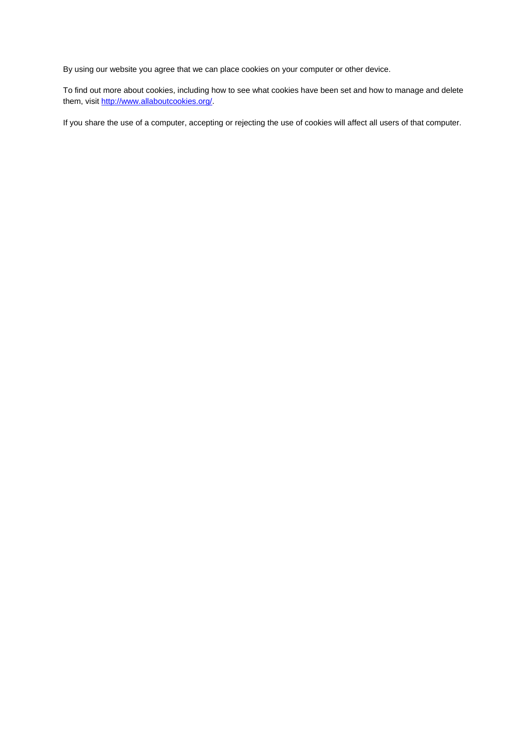By using our website you agree that we can place cookies on your computer or other device.

To find out more about cookies, including how to see what cookies have been set and how to manage and delete them, visit [http://www.allaboutcookies.org/](http://www.allaboutcookies.org/).

If you share the use of a computer, accepting or rejecting the use of cookies will affect all users of that computer.